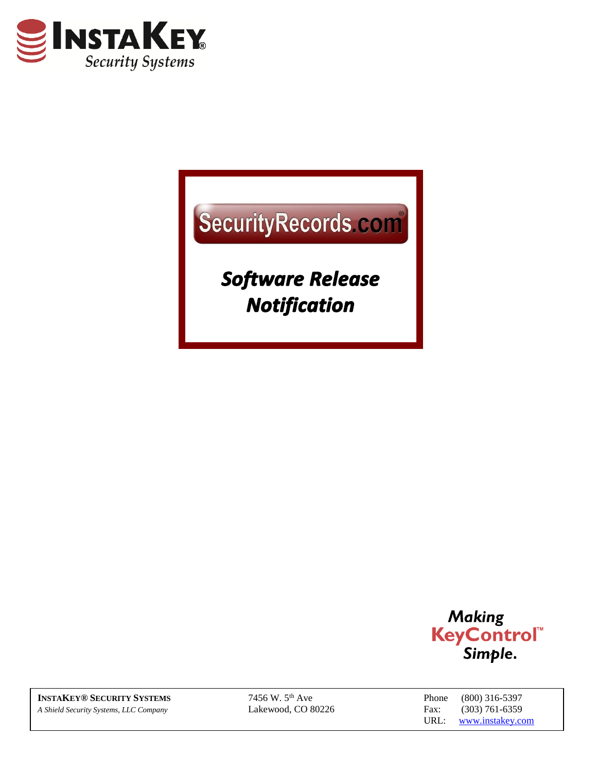**INSTAKEY®**
*Security Systems*

# SecurityRecords.com®

## *Software Release Notification*

*Making*
**KeyControl™**
*Simple.*

**INSTAKEY® SECURITY SYSTEMS**
*A Shield Security Systems, LLC Company*

7456 W. 5th Ave
Lakewood, CO 80226

Phone (800) 316-5397
Fax: (303) 761-6359
URL: www.instakey.com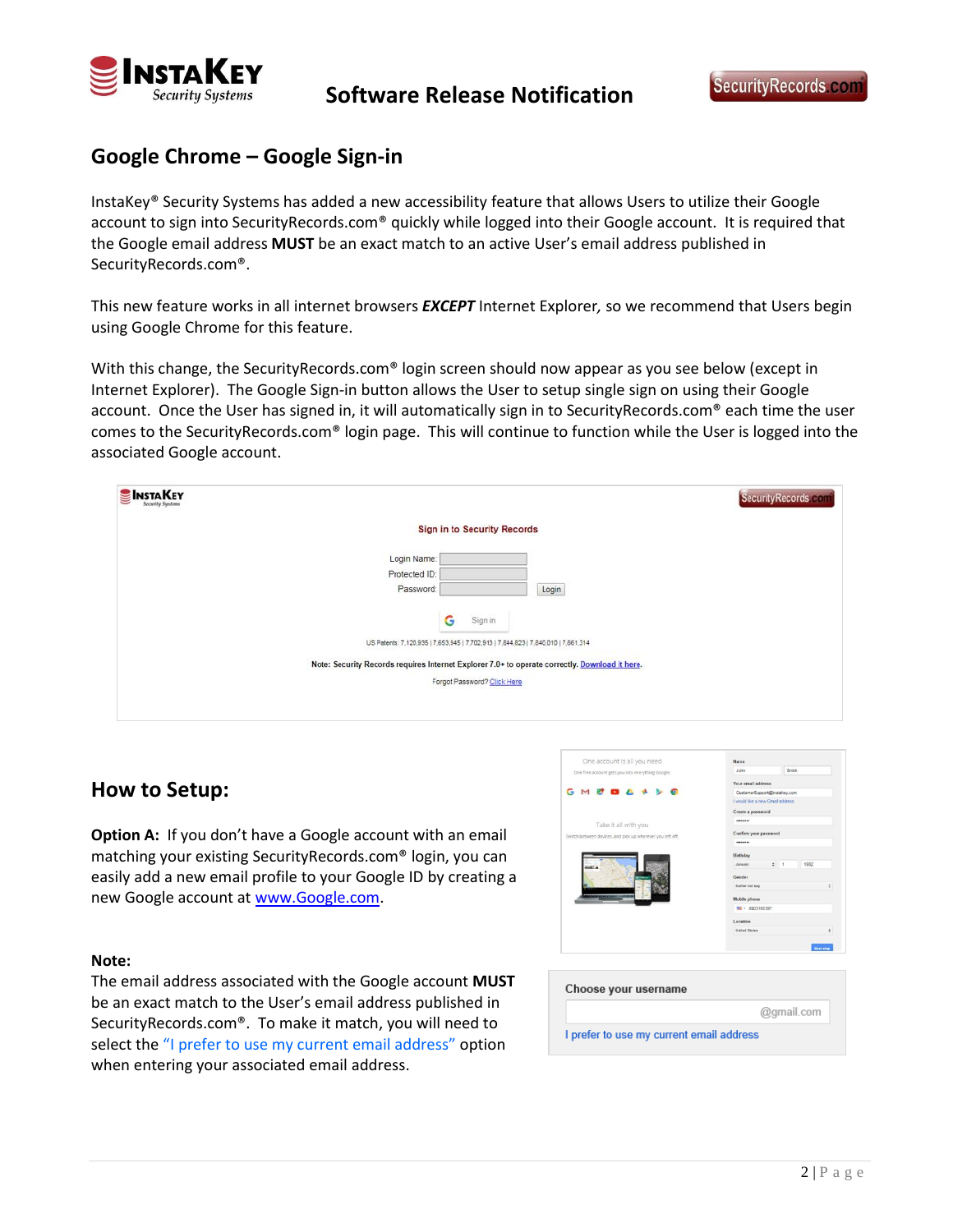## Google Chrome – Google Sign-in

InstaKey® Security Systems has added a new accessibility feature that allows Users to utilize their Google account to sign into SecurityRecords.com® quickly while logged into their Google account. It is required that the Google email address **MUST** be an exact match to an active User's email address published in SecurityRecords.com®.

This new feature works in all internet browsers ***EXCEPT*** Internet Explorer, so we recommend that Users begin using Google Chrome for this feature.

With this change, the SecurityRecords.com® login screen should now appear as you see below (except in Internet Explorer). The Google Sign-in button allows the User to setup single sign on using their Google account. Once the User has signed in, it will automatically sign in to SecurityRecords.com® each time the user comes to the SecurityRecords.com® login page. This will continue to function while the User is logged into the associated Google account.

## How to Setup:

**Option A:** If you don't have a Google account with an email matching your existing SecurityRecords.com® login, you can easily add a new email profile to your Google ID by creating a new Google account at www.Google.com.

**Note:**
The email address associated with the Google account **MUST** be an exact match to the User's email address published in SecurityRecords.com®. To make it match, you will need to select the "I prefer to use my current email address" option when entering your associated email address.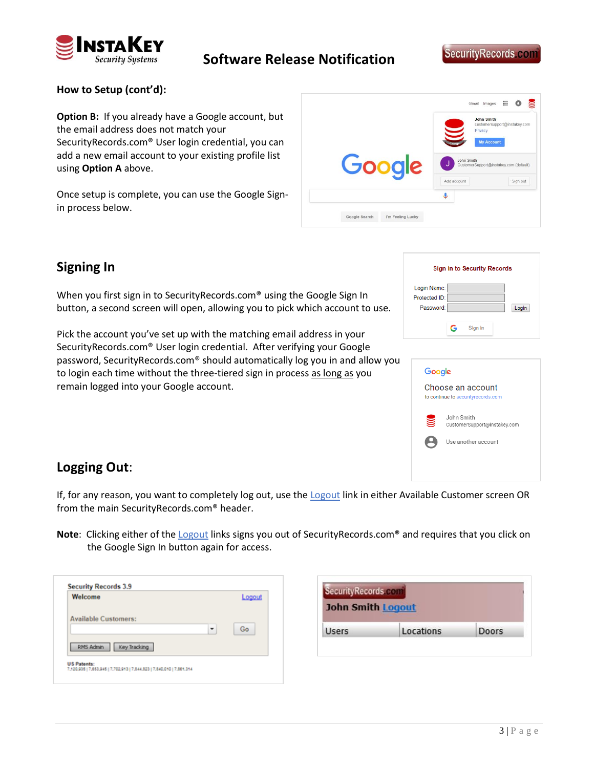## How to Setup (cont'd):

**Option B:** If you already have a Google account, but the email address does not match your SecurityRecords.com® User login credential, you can add a new email account to your existing profile list using **Option A** above.

Once setup is complete, you can use the Google Sign-in process below.

## Signing In

When you first sign in to SecurityRecords.com® using the Google Sign In button, a second screen will open, allowing you to pick which account to use.

Pick the account you've set up with the matching email address in your SecurityRecords.com® User login credential. After verifying your Google password, SecurityRecords.com® should automatically log you in and allow you to login each time without the three-tiered sign in process as long as you remain logged into your Google account.

## Logging Out:

If, for any reason, you want to completely log out, use the Logout link in either Available Customer screen OR from the main SecurityRecords.com® header.

**Note**: Clicking either of the Logout links signs you out of SecurityRecords.com® and requires that you click on the Google Sign In button again for access.